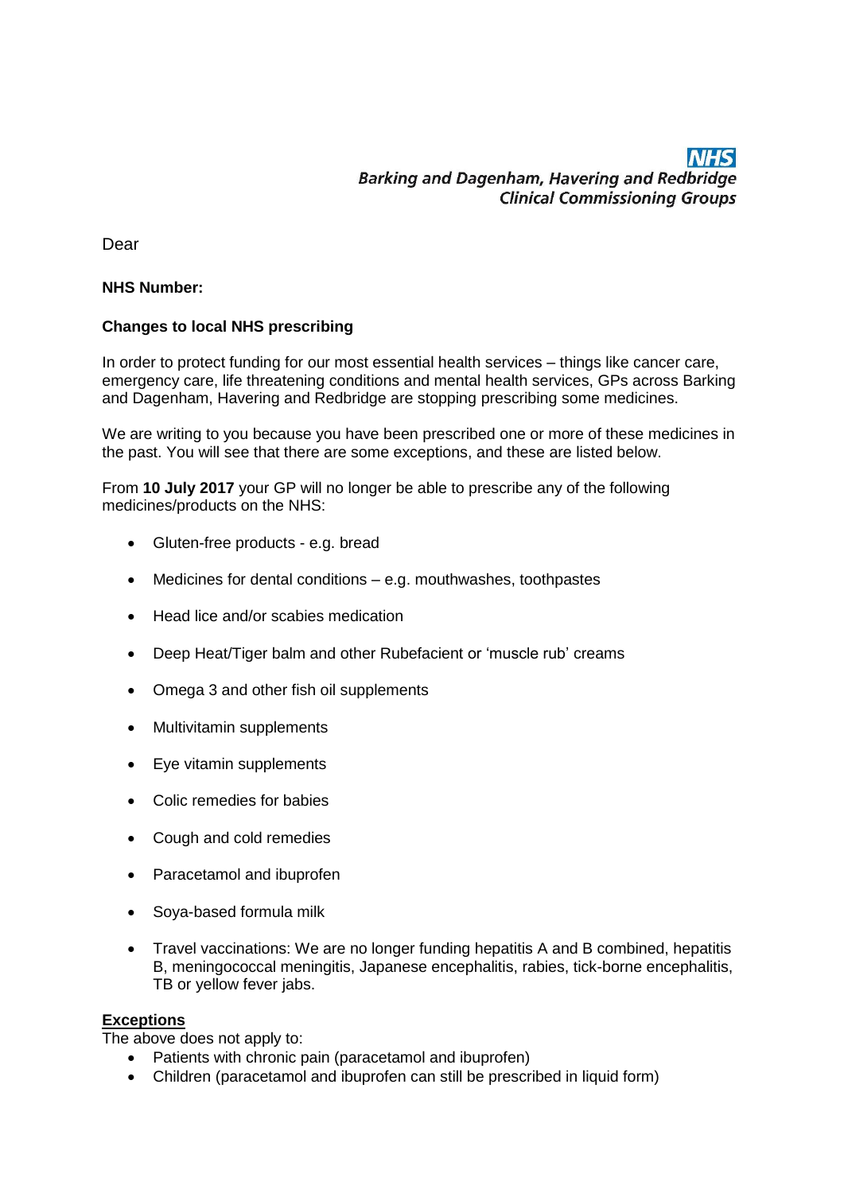**NHS**
**Barking and Dagenham, Havering and Redbridge**
**Clinical Commissioning Groups**

Dear

**NHS Number:**

**Changes to local NHS prescribing**

In order to protect funding for our most essential health services – things like cancer care, emergency care, life threatening conditions and mental health services, GPs across Barking and Dagenham, Havering and Redbridge are stopping prescribing some medicines.

We are writing to you because you have been prescribed one or more of these medicines in the past. You will see that there are some exceptions, and these are listed below.

From **10 July 2017** your GP will no longer be able to prescribe any of the following medicines/products on the NHS:

- Gluten-free products - e.g. bread
- Medicines for dental conditions – e.g. mouthwashes, toothpastes
- Head lice and/or scabies medication
- Deep Heat/Tiger balm and other Rubefacient or 'muscle rub' creams
- Omega 3 and other fish oil supplements
- Multivitamin supplements
- Eye vitamin supplements
- Colic remedies for babies
- Cough and cold remedies
- Paracetamol and ibuprofen
- Soya-based formula milk
- Travel vaccinations: We are no longer funding hepatitis A and B combined, hepatitis B, meningococcal meningitis, Japanese encephalitis, rabies, tick-borne encephalitis, TB or yellow fever jabs.

**Exceptions**

The above does not apply to:

- Patients with chronic pain (paracetamol and ibuprofen)
- Children (paracetamol and ibuprofen can still be prescribed in liquid form)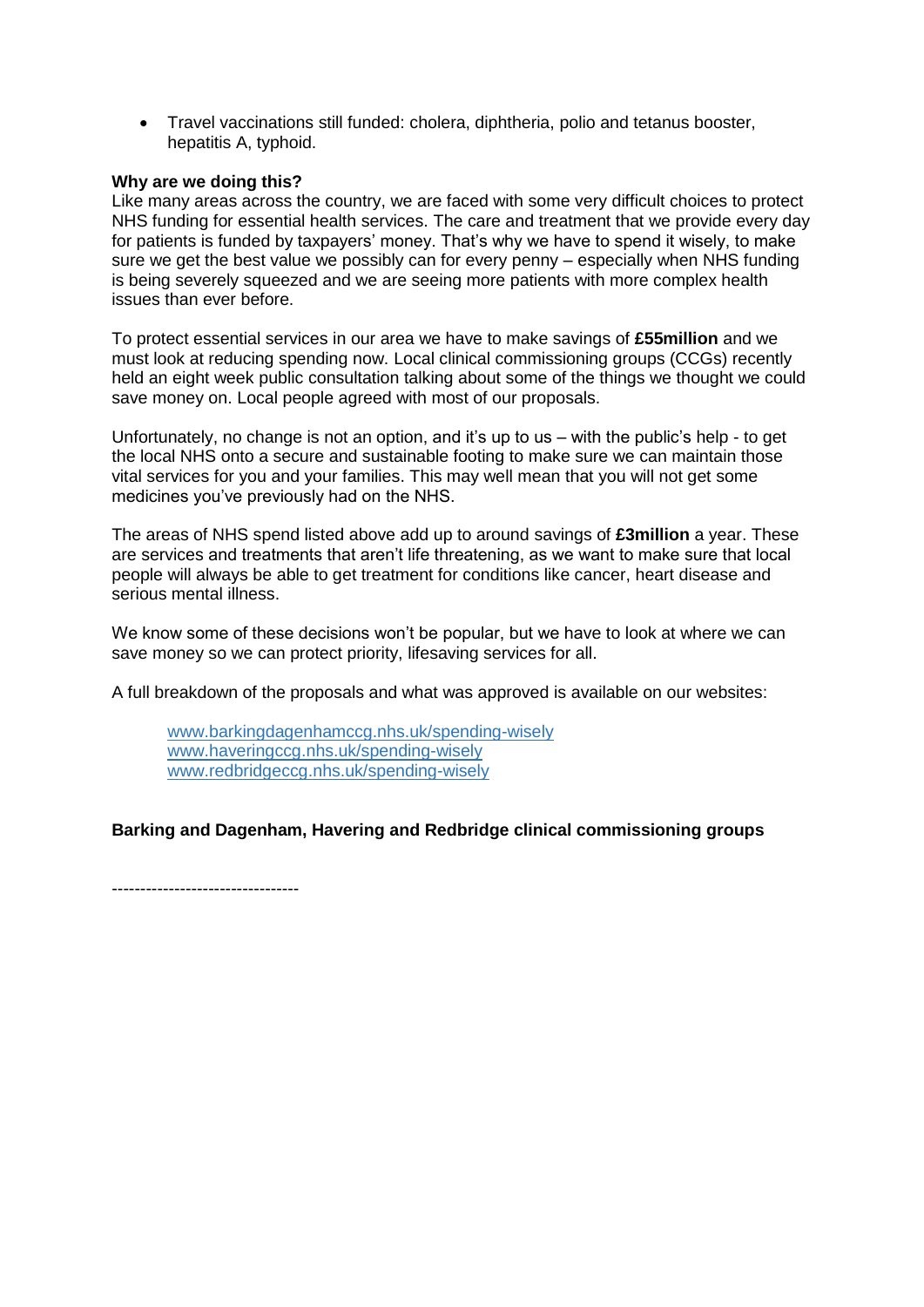- Travel vaccinations still funded: cholera, diphtheria, polio and tetanus booster, hepatitis A, typhoid.

**Why are we doing this?**

Like many areas across the country, we are faced with some very difficult choices to protect NHS funding for essential health services. The care and treatment that we provide every day for patients is funded by taxpayers' money. That's why we have to spend it wisely, to make sure we get the best value we possibly can for every penny – especially when NHS funding is being severely squeezed and we are seeing more patients with more complex health issues than ever before.

To protect essential services in our area we have to make savings of **£55million** and we must look at reducing spending now. Local clinical commissioning groups (CCGs) recently held an eight week public consultation talking about some of the things we thought we could save money on. Local people agreed with most of our proposals.

Unfortunately, no change is not an option, and it's up to us – with the public's help - to get the local NHS onto a secure and sustainable footing to make sure we can maintain those vital services for you and your families. This may well mean that you will not get some medicines you've previously had on the NHS.

The areas of NHS spend listed above add up to around savings of **£3million** a year. These are services and treatments that aren't life threatening, as we want to make sure that local people will always be able to get treatment for conditions like cancer, heart disease and serious mental illness.

We know some of these decisions won't be popular, but we have to look at where we can save money so we can protect priority, lifesaving services for all.

A full breakdown of the proposals and what was approved is available on our websites:

www.barkingdagenhamccg.nhs.uk/spending-wisely
www.haveringccg.nhs.uk/spending-wisely
www.redbridgeccg.nhs.uk/spending-wisely

**Barking and Dagenham, Havering and Redbridge clinical commissioning groups**

---------------------------------